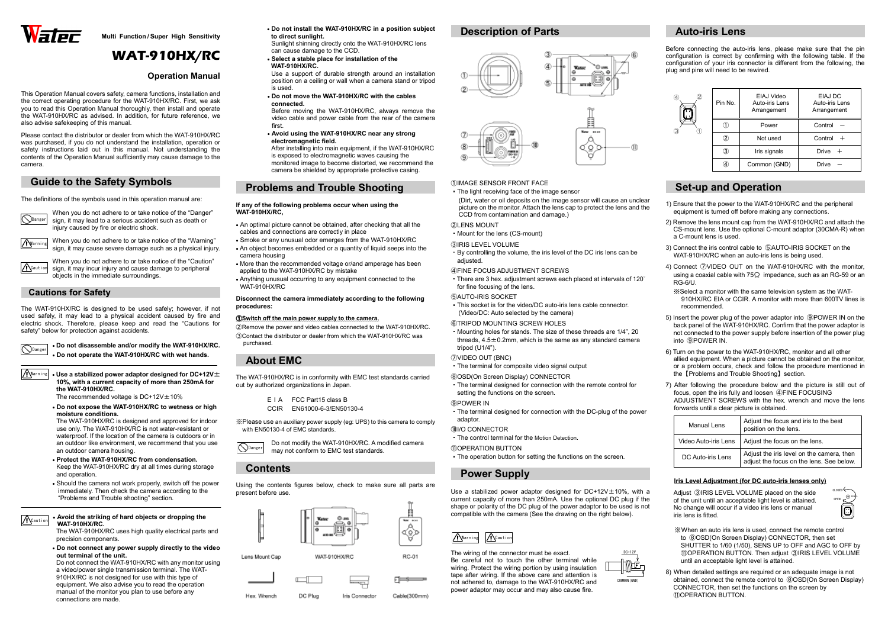Watec

Multi Function / Super High Sensitivity

# WAT-910HX/RC

## Operation Manual

This Operation Manual covers safety, camera functions, installation and the correct operating procedure for the WAT-910HX/RC. First, we ask you to read this Operation Manual thoroughly, then install and operate the WAT-910HX/RC as advised. In addition, for future reference, we also advise safekeeping of this manual.

Please contact the distributor or dealer from which the WAT-910HX/RC was purchased, if you do not understand the installation, operation or safety instructions laid out in this manual. Not understanding the contents of the Operation Manual sufficiently may cause damage to the camera.

## Guide to the Safety Symbols

The definitions of the symbols used in this operation manual are:

Danger: When you do not adhere to or take notice of the "Danger" sign, it may lead to a serious accident such as death or injury caused by fire or electric shock.

Warning: When you do not adhere to or take notice of the "Warning" sign, it may cause severe damage such as a physical injury.

Caution: When you do not adhere to or take notice of the "Caution" sign, it may incur injury and cause damage to peripheral objects in the immediate surroundings.

### Cautions for Safety

The WAT-910HX/RC is designed to be used safely; however, if not used safely, it may lead to a physical accident caused by fire and electric shock. Therefore, please keep and read the "Cautions for safety" below for protection against accidents.

Danger

- **Do not disassemble and/or modify the WAT-910HX/RC.**
- **Do not operate the WAT-910HX/RC with wet hands.**

Warning

- **Use a stabilized power adaptor designed for DC+12V± 10%, with a current capacity of more than 250mA for the WAT-910HX/RC.**
  The recommended voltage is DC+12V±10%
- **Do not expose the WAT-910HX/RC to wetness or high moisture conditions.**
  The WAT-910HX/RC is designed and approved for indoor use only. The WAT-910HX/RC is not water-resistant or waterproof. If the location of the camera is outdoors or in an outdoor like environment, we recommend that you use an outdoor camera housing.
- **Protect the WAT-910HX/RC from condensation.**
  Keep the WAT-910HX/RC dry at all times during storage and operation.
- Should the camera not work properly, switch off the power immediately. Then check the camera according to the "Problems and Trouble shooting" section.

Caution

- **Avoid the striking of hard objects or dropping the WAT-910HX/RC.**
  The WAT-910HX/RC uses high quality electrical parts and precision components.
- **Do not connect any power supply directly to the video out terminal of the unit.**
  Do not connect the WAT-910HX/RC with any monitor using a video/power single transmission terminal. The WAT-910HX/RC is not designed for use with this type of equipment. We also advise you to read the operation manual of the monitor you plan to use before any connections are made.
- **Do not install the WAT-910HX/RC in a position subject to direct sunlight.**
  Sunlight shinning directly onto the WAT-910HX/RC lens can cause damage to the CCD.
- **Select a stable place for installation of the WAT-910HX/RC.**
  Use a support of durable strength around an installation position on a ceiling or wall when a camera stand or tripod is used.
- **Do not move the WAT-910HX/RC with the cables connected.**
  Before moving the WAT-910HX/RC, always remove the video cable and power cable from the rear of the camera first.
- **Avoid using the WAT-910HX/RC near any strong electromagnetic field.**
  After installing into main equipment, if the WAT-910HX/RC is exposed to electromagnetic waves causing the monitored image to become distorted, we recommend the camera be shielded by appropriate protective casing.

## Problems and Trouble Shooting

**If any of the following problems occur when using the WAT-910HX/RC,**

- An optimal picture cannot be obtained, after checking that all the cables and connections are correctly in place
- Smoke or any unusual odor emerges from the WAT-910HX/RC
- An object becomes embedded or a quantity of liquid seeps into the camera housing
- More than the recommended voltage or/and amperage has been applied to the WAT-910HX/RC by mistake
- Anything unusual occurring to any equipment connected to the WAT-910HX/RC

**Disconnect the camera immediately according to the following procedures:**

①**Switch off the main power supply to the camera.**
②Remove the power and video cables connected to the WAT-910HX/RC.
③Contact the distributor or dealer from which the WAT-910HX/RC was purchased.

## About EMC

The WAT-910HX/RC is in conformity with EMC test standards carried out by authorized organizations in Japan.

EIA FCC Part15 class B
CCIR EN61000-6-3/EN50130-4

※Please use an auxiliary power supply (eg: UPS) to this camera to comply with EN50130-4 of EMC standards.

Danger: Do not modify the WAT-910HX/RC. A modified camera may not conform to EMC test standards.

## Contents

Using the contents figures below, check to make sure all parts are present before use.

Lens Mount Cap, WAT-910HX/RC, RC-01, Hex. Wrench, DC Plug, Iris Connector, Cable(300mm)

## Description of Parts

①IMAGE SENSOR FRONT FACE
- The light receiving face of the image sensor
  (Dirt, water or oil deposits on the image sensor will cause an unclear picture on the monitor. Attach the lens cap to protect the lens and the CCD from contamination and damage.)

②LENS MOUNT
- Mount for the lens (CS-mount)

③IRIS LEVEL VOLUME
- By controlling the volume, the iris level of the DC iris lens can be adjusted.

④FINE FOCUS ADJUSTMENT SCREWS
- There are 3 hex. adjustment screws each placed at intervals of 120° for fine focusing of the lens.

⑤AUTO-IRIS SOCKET
- This socket is for the video/DC auto-iris lens cable connector. (Video/DC: Auto selected by the camera)

⑥TRIPOD MOUNTING SCREW HOLES
- Mounting holes for stands. The size of these threads are 1/4", 20 threads, 4.5±0.2mm, which is the same as any standard camera tripod (U1/4").

⑦VIDEO OUT (BNC)
- The terminal for composite video signal output

⑧OSD(On Screen Display) CONNECTOR
- The terminal designed for connection with the remote control for setting the functions on the screen.

⑨POWER IN
- The terminal designed for connection with the DC-plug of the power adaptor.

⑩I/O CONNECTOR
- The control terminal for the Motion Detection.

⑪OPERATION BUTTON
- The operation button for setting the functions on the screen.

## Power Supply

Use a stabilized power adaptor designed for DC+12V±10%, with a current capacity of more than 250mA. Use the optional DC plug if the shape or polarity of the DC plug of the power adaptor to be used is not compatible with the camera (See the drawing on the right below).

Warning / Caution

The wiring of the connector must be exact.
Be careful not to touch the other terminal while wiring. Protect the wiring portion by using insulation tape after wiring. If the above care and attention is not adhered to, damage to the WAT-910HX/RC and power adaptor may occur and may also cause fire.

DC+12V
COMMON (GND)

## Auto-iris Lens

Before connecting the auto-iris lens, please make sure that the pin configuration is correct by confirming with the following table. If the configuration of your iris connector is different from the following, the plug and pins will need to be rewired.

| Pin No. | EIAJ Video Auto-iris Lens Arrangement | EIAJ DC Auto-iris Lens Arrangement |
|---|---|---|
| ① | Power | Control − |
| ② | Not used | Control + |
| ③ | Iris signals | Drive + |
| ④ | Common (GND) | Drive − |

## Set-up and Operation

1) Ensure that the power to the WAT-910HX/RC and the peripheral equipment is turned off before making any connections.
2) Remove the lens mount cap from the WAT-910HX/RC and attach the CS-mount lens. Use the optional C-mount adaptor (30CMA-R) when a C-mount lens is used.
3) Connect the iris control cable to ⑤AUTO-IRIS SOCKET on the WAT-910HX/RC when an auto-iris lens is being used.
4) Connect ⑦VIDEO OUT on the WAT-910HX/RC with the monitor, using a coaxial cable with 75Ω impedance, such as an RG-59 or an RG-6/U.
   ※Select a monitor with the same television system as the WAT-910HX/RC EIA or CCIR. A monitor with more than 600TV lines is recommended.
5) Insert the power plug of the power adaptor into ⑨POWER IN on the back panel of the WAT-910HX/RC. Confirm that the power adaptor is not connected to the power supply before insertion of the power plug into ⑨POWER IN.
6) Turn on the power to the WAT-910HX/RC, monitor and all other allied equipment. When a picture cannot be obtained on the monitor, or a problem occurs, check and follow the procedure mentioned in the【Problems and Trouble Shooting】section.
7) After following the procedure below and the picture is still out of focus, open the iris fully and loosen ④FINE FOCUSING ADJUSTMENT SCREWS with the hex. wrench and move the lens forwards until a clear picture is obtained.

| Manual Lens | Adjust the focus and iris to the best position on the lens. |
|---|---|
| Video Auto-iris Lens | Adjust the focus on the lens. |
| DC Auto-iris Lens | Adjust the iris level on the camera, then adjust the focus on the lens. See below. |

**Iris Level Adjustment (for DC auto-iris lenses only)**

Adjust ③IRIS LEVEL VOLUME placed on the side of the unit until an acceptable light level is attained. No change will occur if a video iris lens or manual iris lens is fitted.

CLOSED / OPEN

※When an auto iris lens is used, connect the remote control to ⑧OSD(On Screen Display) CONNECTOR, then set SHUTTER to 1/60 (1/50), SENS UP to OFF and AGC to OFF by ⑪OPERATION BUTTON. Then adjust ③IRIS LEVEL VOLUME until an acceptable light level is attained.

8) When detailed settings are required or an adequate image is not obtained, connect the remote control to ⑧OSD(On Screen Display) CONNECTOR, then set the functions on the screen by ⑪OPERATION BUTTON.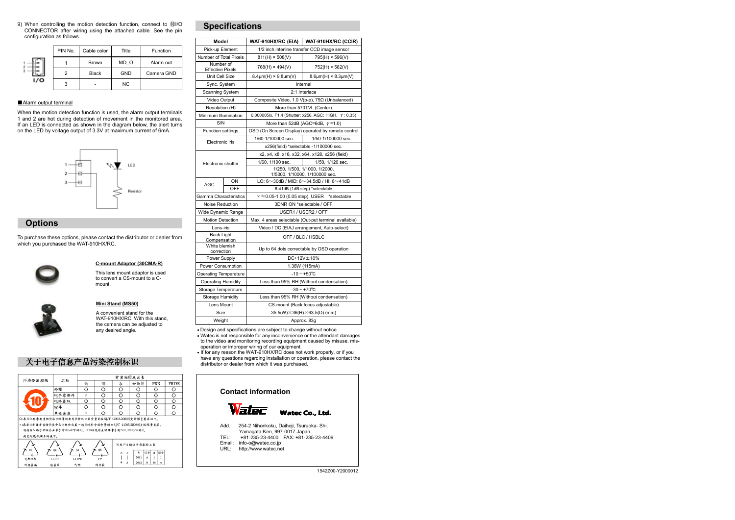9) When controlling the motion detection function, connect to ⑩I/O CONNECTOR after wiring using the attached cable. See the pin configuration as follows.

| PIN No. | Cable color | Title | Function |
|---|---|---|---|
| 1 | Brown | MD_O | Alarm out |
| 2 | Black | GND | Camera GND |
| 3 | - | NC | |

■Alarm output terminal

When the motion detection function is used, the alarm output terminals 1 and 2 are hot during detection of movement in the monitored area. If an LED is connected as shown in the diagram below, the alert turns on the LED by voltage output of 3.3V at maximum current of 6mA.

## Options

To purchase these options, please contact the distributor or dealer from which you purchased the WAT-910HX/RC.

**C-mount Adaptor (30CMA-R)**

This lens mount adaptor is used to convert a CS-mount to a C-mount.

**Mini Stand (MS50)**

A convenient stand for the WAT-910HX/RC. With this stand, the camera can be adjusted to any desired angle.

## 关于电子信息产品污染控制标识

| 环境使用期限 | 名称 | 铅 | 镉 | 汞 | 六价铬 | PBB | PBDE |
|---|---|---|---|---|---|---|---|
| 10 | 外壳 | ○ | ○ | ○ | ○ | ○ | ○ |
| | 电子零部件 | × | ○ | ○ | ○ | ○ | ○ |
| | 电路基板 | ○ | ○ | ○ | ○ | ○ | ○ |
| | 附件 | ○ | ○ | ○ | ○ | ○ | ○ |
| | 其它金属 | × | ○ | ○ | ○ | ○ | ○ |

○:表示该有毒有害物质在该部件所有均质材料中的含量均在SJ/T 11363-2006规定的限量要求以下。
×:表示该有毒有害物质至少在该部件的某一均质材料中的含量超出SJ/T 11363-2006规定的限量要求。

## Specifications

| Model | | WAT-910HX/RC (EIA) | WAT-910HX/RC (CCIR) |
|---|---|---|---|
| Pick-up Element | | 1/2 inch interline transfer CCD image sensor | |
| Number of Total Pixels | | 811(H) × 508(V) | 795(H) × 596(V) |
| Number of Effective Pixels | | 768(H) × 494(V) | 752(H) × 582(V) |
| Unit Cell Size | | 8.4μm(H) × 9.8μm(V) | 8.6μm(H) × 8.3μm(V) |
| Sync. System | | Internal | |
| Scanning System | | 2:1 Interlace | |
| Video Output | | Composite Video, 1.0 V(p-p), 75Ω (Unbalanced) | |
| Resolution (H) | | More than 570TVL (Center) | |
| Minimum Illumination | | 0.000005lx. F1.4 (Shutter: x256, AGC: HIGH, γ : 0.35) | |
| S/N | | More than 52dB (AGC=6dB, γ =1.0) | |
| Function settings | | OSD (On Screen Display) operated by remote control | |
| Electronic iris | | 1/60-1/100000 sec. | 1/50-1/100000 sec. |
| | | x256(field) *selectable -1/100000 sec. | |
| Electronic shutter | | x2, x4, x8, x16, x32, x64, x128, x256 (field) | |
| | | 1/60, 1/100 sec. | 1/50, 1/120 sec. |
| | | 1/250, 1/500, 1/1000, 1/2000, 1/5000, 1/10000, 1/100000 sec. | |
| AGC | ON | LO: 6～30dB / MID: 6～34.5dB / HI: 6～41dB | |
| | OFF | 6-41dB (1dB step) *selectable | |
| Gamma Characteristics | | γ ≒0.05-1.00 (0.05 step), USER *selectable | |
| Noise Reduction | | 3DNR ON *selectable / OFF | |
| Wide Dynamic Range | | USER1 / USER2 / OFF | |
| Motion Detection | | Max. 4 areas selectable (Out-put terminal available) | |
| Lens-iris | | Video / DC (EIAJ arrangement, Auto-select) | |
| Back Light Compensation | | OFF / BLC / HSBLC | |
| White blemish correction | | Up to 64 dots correctable by OSD operation | |
| Power Supply | | DC+12V±10% | |
| Power Consumption | | 1.38W (115mA) | |
| Operating Temperature | | -10 − +50℃ | |
| Operating Humidity | | Less than 95% RH (Without condensation) | |
| Storage Temperature | | -30 − +70℃ | |
| Storage Humidity | | Less than 95% RH (Without condensation) | |
| Lens Mount | | CS-mount (Back focus adjustable) | |
| Size | | 35.5(W)×36(H)×63.5(D) (mm) | |
| Weight | | Approx. 83g | |

- Design and specifications are subject to change without notice.
- Watec is not responsible for any inconvenience or the attendant damages to the video and monitoring recording equipment caused by misuse, mis-operation or improper wiring of our equipment.
- If for any reason the WAT-910HX/RC does not work properly, or if you have any questions regarding installation or operation, please contact the distributor or dealer from which it was purchased.

### Contact information

Watec Co., Ltd.

Add.: 254-2 Nihonkoku, Daihoji, Tsuruoka- Shi, Yamagata-Ken, 997-0017 Japan
TEL: +81-235-23-4400 FAX: +81-235-23-4409
Email: info-o@watec.co.jp
URL: http://www.watec.net

1542Z00-Y2000012